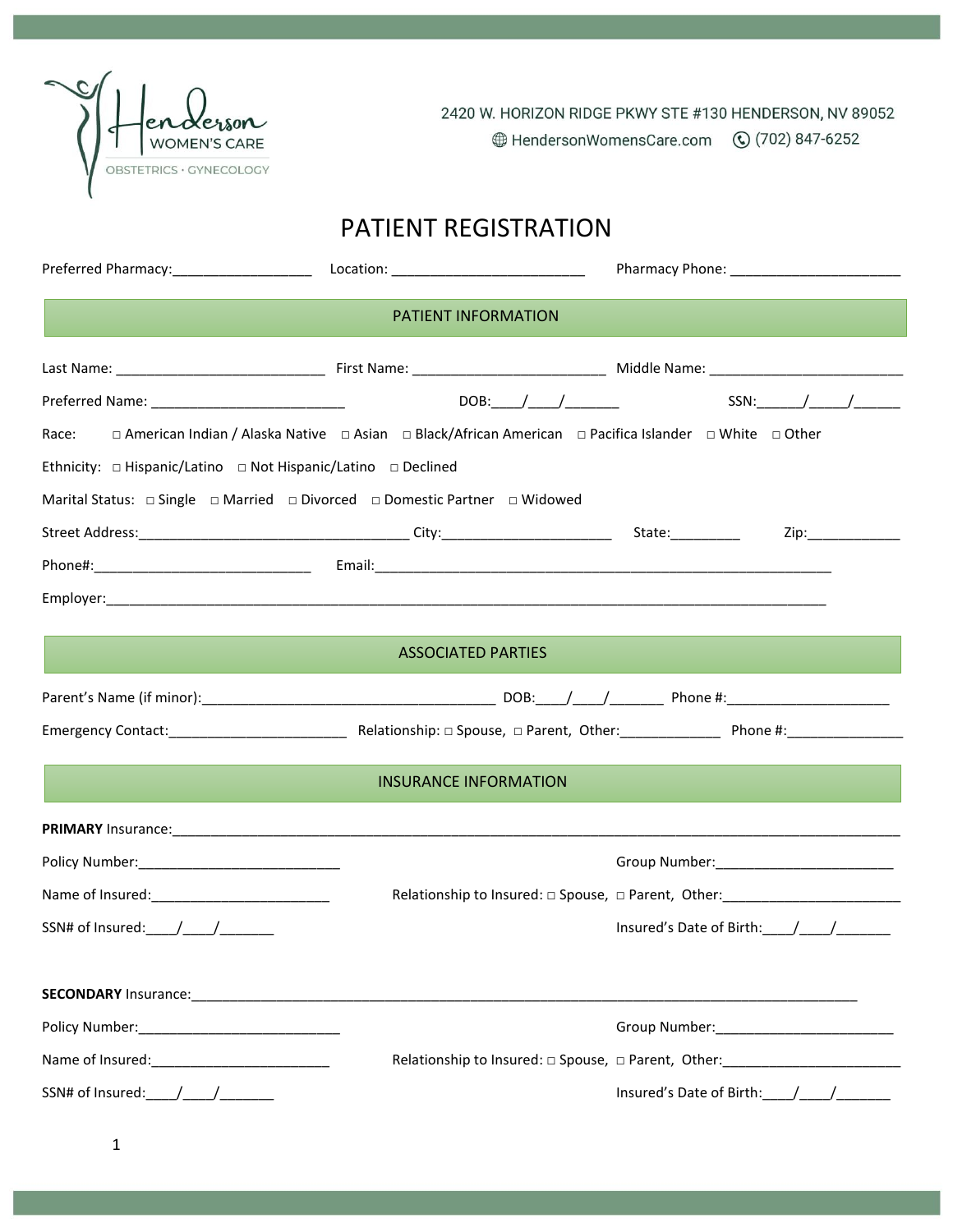Henderson WOMEN'S CARE
OBSTETRICS · GYNECOLOGY

2420 W. HORIZON RIDGE PKWY STE #130 HENDERSON, NV 89052
HendersonWomensCare.com (702) 847-6252

# PATIENT REGISTRATION

Preferred Pharmacy:__________________ Location: _________________________ Pharmacy Phone: ______________________

## PATIENT INFORMATION

Last Name: ___________________________ First Name: _________________________ Middle Name: _________________________

Preferred Name: _________________________ DOB:____/____/_______ SSN:______/_____/______

Race: □ American Indian / Alaska Native □ Asian □ Black/African American □ Pacifica Islander □ White □ Other

Ethnicity: □ Hispanic/Latino □ Not Hispanic/Latino □ Declined

Marital Status: □ Single □ Married □ Divorced □ Domestic Partner □ Widowed

Street Address:___________________________________ City:______________________ State:_________ Zip:____________

Phone#:_____________________________ Email:_____________________________________________________________

Employer:_____________________________________________________________________________________________

## ASSOCIATED PARTIES

Parent's Name (if minor):______________________________________ DOB:____/____/_______ Phone #:_____________________

Emergency Contact:_______________________ Relationship: □ Spouse, □ Parent, Other:_____________ Phone #:_______________

## INSURANCE INFORMATION

**PRIMARY** Insurance:_______________________________________________________________________________________

Policy Number:__________________________ Group Number:_______________________

Name of Insured:_______________________ Relationship to Insured: □ Spouse, □ Parent, Other:_______________________

SSN# of Insured:____/____/_______ Insured's Date of Birth:____/____/_______

**SECONDARY** Insurance:_________________________________________________________________________________

Policy Number:__________________________ Group Number:_______________________

Name of Insured:_______________________ Relationship to Insured: □ Spouse, □ Parent, Other:_______________________

SSN# of Insured:____/____/_______ Insured's Date of Birth:____/____/_______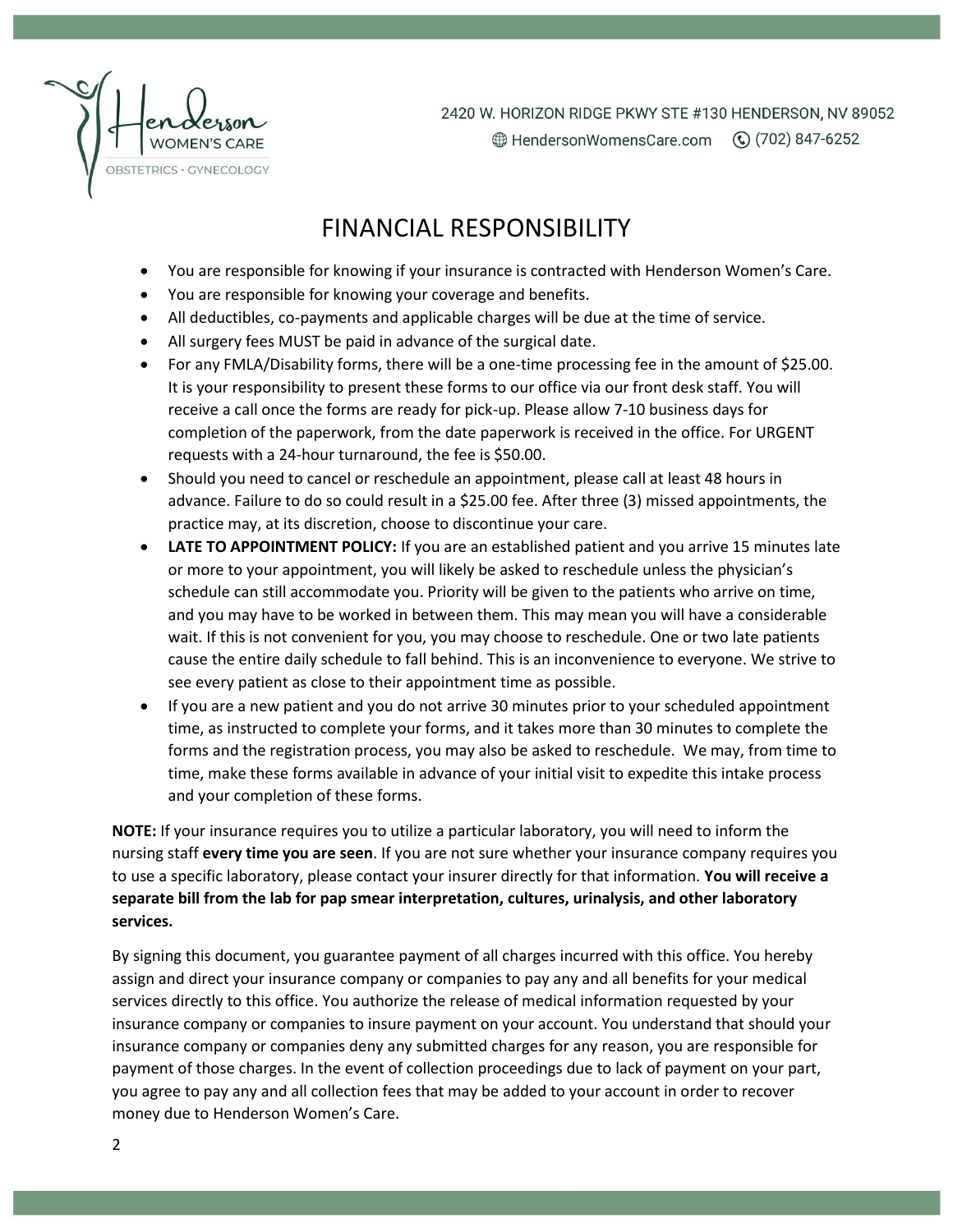# FINANCIAL RESPONSIBILITY

- You are responsible for knowing if your insurance is contracted with Henderson Women's Care.
- You are responsible for knowing your coverage and benefits.
- All deductibles, co-payments and applicable charges will be due at the time of service.
- All surgery fees MUST be paid in advance of the surgical date.
- For any FMLA/Disability forms, there will be a one-time processing fee in the amount of $25.00. It is your responsibility to present these forms to our office via our front desk staff. You will receive a call once the forms are ready for pick-up. Please allow 7-10 business days for completion of the paperwork, from the date paperwork is received in the office. For URGENT requests with a 24-hour turnaround, the fee is $50.00.
- Should you need to cancel or reschedule an appointment, please call at least 48 hours in advance. Failure to do so could result in a $25.00 fee. After three (3) missed appointments, the practice may, at its discretion, choose to discontinue your care.
- **LATE TO APPOINTMENT POLICY:** If you are an established patient and you arrive 15 minutes late or more to your appointment, you will likely be asked to reschedule unless the physician's schedule can still accommodate you. Priority will be given to the patients who arrive on time, and you may have to be worked in between them. This may mean you will have a considerable wait. If this is not convenient for you, you may choose to reschedule. One or two late patients cause the entire daily schedule to fall behind. This is an inconvenience to everyone. We strive to see every patient as close to their appointment time as possible.
- If you are a new patient and you do not arrive 30 minutes prior to your scheduled appointment time, as instructed to complete your forms, and it takes more than 30 minutes to complete the forms and the registration process, you may also be asked to reschedule. We may, from time to time, make these forms available in advance of your initial visit to expedite this intake process and your completion of these forms.

**NOTE:** If your insurance requires you to utilize a particular laboratory, you will need to inform the nursing staff **every time you are seen**. If you are not sure whether your insurance company requires you to use a specific laboratory, please contact your insurer directly for that information. **You will receive a separate bill from the lab for pap smear interpretation, cultures, urinalysis, and other laboratory services.**

By signing this document, you guarantee payment of all charges incurred with this office. You hereby assign and direct your insurance company or companies to pay any and all benefits for your medical services directly to this office. You authorize the release of medical information requested by your insurance company or companies to insure payment on your account. You understand that should your insurance company or companies deny any submitted charges for any reason, you are responsible for payment of those charges. In the event of collection proceedings due to lack of payment on your part, you agree to pay any and all collection fees that may be added to your account in order to recover money due to Henderson Women's Care.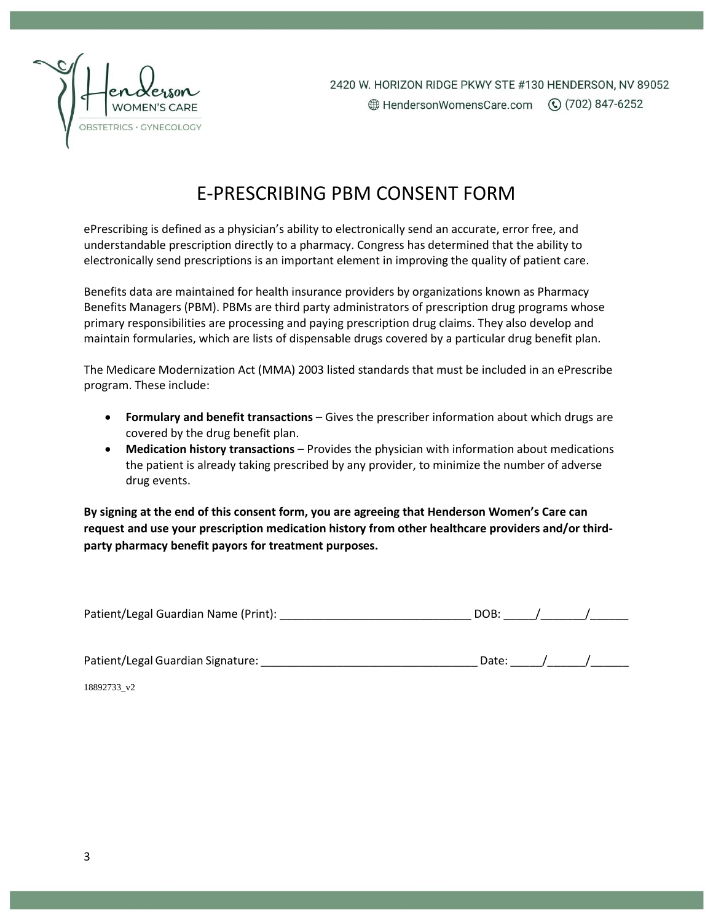Henderson WOMEN'S CARE
OBSTETRICS · GYNECOLOGY

2420 W. HORIZON RIDGE PKWY STE #130 HENDERSON, NV 89052
HendersonWomensCare.com (702) 847-6252

# E-PRESCRIBING PBM CONSENT FORM

ePrescribing is defined as a physician's ability to electronically send an accurate, error free, and understandable prescription directly to a pharmacy. Congress has determined that the ability to electronically send prescriptions is an important element in improving the quality of patient care.

Benefits data are maintained for health insurance providers by organizations known as Pharmacy Benefits Managers (PBM). PBMs are third party administrators of prescription drug programs whose primary responsibilities are processing and paying prescription drug claims. They also develop and maintain formularies, which are lists of dispensable drugs covered by a particular drug benefit plan.

The Medicare Modernization Act (MMA) 2003 listed standards that must be included in an ePrescribe program. These include:

- **Formulary and benefit transactions** – Gives the prescriber information about which drugs are covered by the drug benefit plan.
- **Medication history transactions** – Provides the physician with information about medications the patient is already taking prescribed by any provider, to minimize the number of adverse drug events.

**By signing at the end of this consent form, you are agreeing that Henderson Women's Care can request and use your prescription medication history from other healthcare providers and/or third-party pharmacy benefit payors for treatment purposes.**

Patient/Legal Guardian Name (Print): ______________________________ DOB: _____/_______/______

Patient/Legal Guardian Signature: __________________________________ Date: _____/______/______

18892733_v2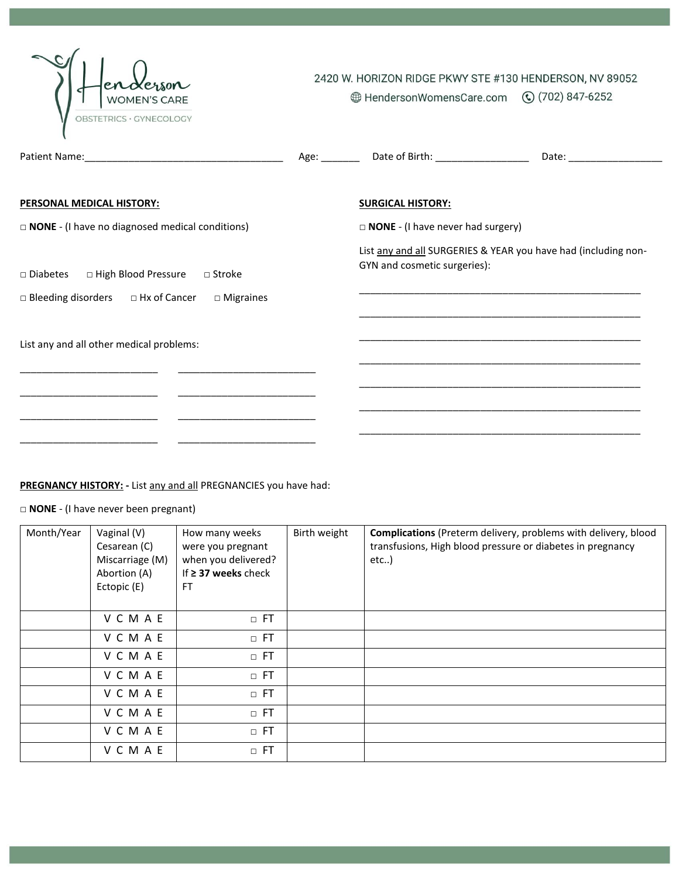Henderson WOMEN'S CARE
OBSTETRICS · GYNECOLOGY

2420 W. HORIZON RIDGE PKWY STE #130 HENDERSON, NV 89052
HendersonWomensCare.com (702) 847-6252

Patient Name:_____________________________________ Age: _______ Date of Birth: _________________ Date: _________________

**PERSONAL MEDICAL HISTORY:**

□ **NONE** - (I have no diagnosed medical conditions)

□ Diabetes □ High Blood Pressure □ Stroke

□ Bleeding disorders □ Hx of Cancer □ Migraines

List any and all other medical problems:

_________________________ _________________________

_________________________ _________________________

_________________________ _________________________

_________________________ _________________________

**SURGICAL HISTORY:**

□ **NONE** - (I have never had surgery)

List any and all SURGERIES & YEAR you have had (including non-GYN and cosmetic surgeries):

________________________________________________________

________________________________________________________

________________________________________________________

________________________________________________________

________________________________________________________

________________________________________________________

________________________________________________________

**PREGNANCY HISTORY: -** List any and all PREGNANCIES you have had:

□ **NONE** - (I have never been pregnant)

| Month/Year | Vaginal (V) Cesarean (C) Miscarriage (M) Abortion (A) Ectopic (E) | How many weeks were you pregnant when you delivered? If **≥ 37 weeks** check FT | Birth weight | **Complications** (Preterm delivery, problems with delivery, blood transfusions, High blood pressure or diabetes in pregnancy etc..) |
|---|---|---|---|---|
| | V C M A E | □ FT | | |
| | V C M A E | □ FT | | |
| | V C M A E | □ FT | | |
| | V C M A E | □ FT | | |
| | V C M A E | □ FT | | |
| | V C M A E | □ FT | | |
| | V C M A E | □ FT | | |
| | V C M A E | □ FT | | |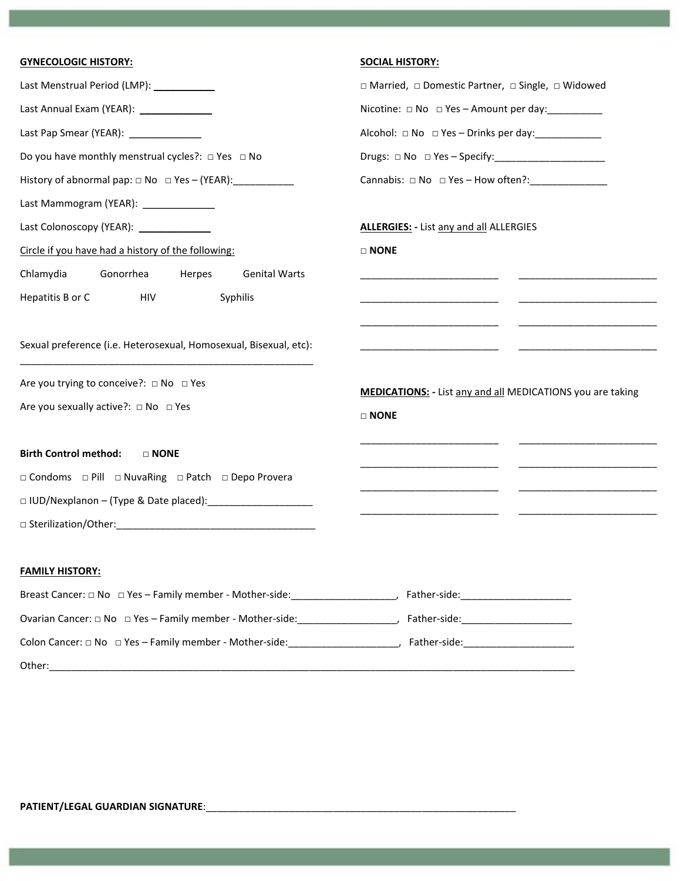**GYNECOLOGIC HISTORY:**

Last Menstrual Period (LMP): ___________

Last Annual Exam (YEAR): _____________

Last Pap Smear (YEAR): _____________

Do you have monthly menstrual cycles?: □ Yes □ No

History of abnormal pap: □ No □ Yes – (YEAR):___________

Last Mammogram (YEAR): _____________

Last Colonoscopy (YEAR): _____________

Circle if you have had a history of the following:

Chlamydia    Gonorrhea    Herpes    Genital Warts

Hepatitis B or C    HIV    Syphilis

Sexual preference (i.e. Heterosexual, Homosexual, Bisexual, etc): _____________________________________________________

Are you trying to conceive?: □ No □ Yes

Are you sexually active?: □ No □ Yes

**Birth Control method:** □ **NONE**

□ Condoms □ Pill □ NuvaRing □ Patch □ Depo Provera

□ IUD/Nexplanon – (Type & Date placed):___________________

□ Sterilization/Other:____________________________________

**SOCIAL HISTORY:**

□ Married, □ Domestic Partner, □ Single, □ Widowed

Nicotine: □ No □ Yes – Amount per day:__________

Alcohol: □ No □ Yes – Drinks per day:____________

Drugs: □ No □ Yes – Specify:____________________

Cannabis: □ No □ Yes – How often?:______________

**ALLERGIES: -** List any and all ALLERGIES

□ **NONE**

_________________________ _________________________

_________________________ _________________________

_________________________ _________________________

_________________________ _________________________

**MEDICATIONS: -** List any and all MEDICATIONS you are taking

□ **NONE**

_________________________ _________________________

_________________________ _________________________

_________________________ _________________________

_________________________ _________________________

**FAMILY HISTORY:**

Breast Cancer: □ No □ Yes – Family member - Mother-side:___________________, Father-side:____________________

Ovarian Cancer: □ No □ Yes – Family member - Mother-side:_________________, Father-side:____________________

Colon Cancer: □ No □ Yes – Family member - Mother-side:___________________, Father-side:____________________

Other:_____________________________________________________________________________________________

**PATIENT/LEGAL GUARDIAN SIGNATURE**:_________________________________________________________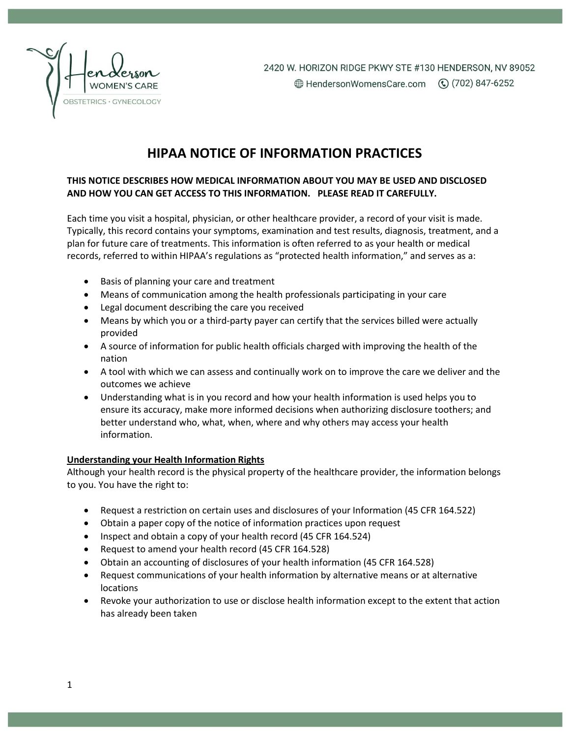2420 W. HORIZON RIDGE PKWY STE #130 HENDERSON, NV 89052

HendersonWomensCare.com (702) 847-6252

# HIPAA NOTICE OF INFORMATION PRACTICES

**THIS NOTICE DESCRIBES HOW MEDICAL INFORMATION ABOUT YOU MAY BE USED AND DISCLOSED AND HOW YOU CAN GET ACCESS TO THIS INFORMATION. PLEASE READ IT CAREFULLY.**

Each time you visit a hospital, physician, or other healthcare provider, a record of your visit is made. Typically, this record contains your symptoms, examination and test results, diagnosis, treatment, and a plan for future care of treatments. This information is often referred to as your health or medical records, referred to within HIPAA's regulations as "protected health information," and serves as a:

- Basis of planning your care and treatment
- Means of communication among the health professionals participating in your care
- Legal document describing the care you received
- Means by which you or a third-party payer can certify that the services billed were actually provided
- A source of information for public health officials charged with improving the health of the nation
- A tool with which we can assess and continually work on to improve the care we deliver and the outcomes we achieve
- Understanding what is in you record and how your health information is used helps you to ensure its accuracy, make more informed decisions when authorizing disclosure toothers; and better understand who, what, when, where and why others may access your health information.

**<u>Understanding your Health Information Rights</u>**

Although your health record is the physical property of the healthcare provider, the information belongs to you. You have the right to:

- Request a restriction on certain uses and disclosures of your Information (45 CFR 164.522)
- Obtain a paper copy of the notice of information practices upon request
- Inspect and obtain a copy of your health record (45 CFR 164.524)
- Request to amend your health record (45 CFR 164.528)
- Obtain an accounting of disclosures of your health information (45 CFR 164.528)
- Request communications of your health information by alternative means or at alternative locations
- Revoke your authorization to use or disclose health information except to the extent that action has already been taken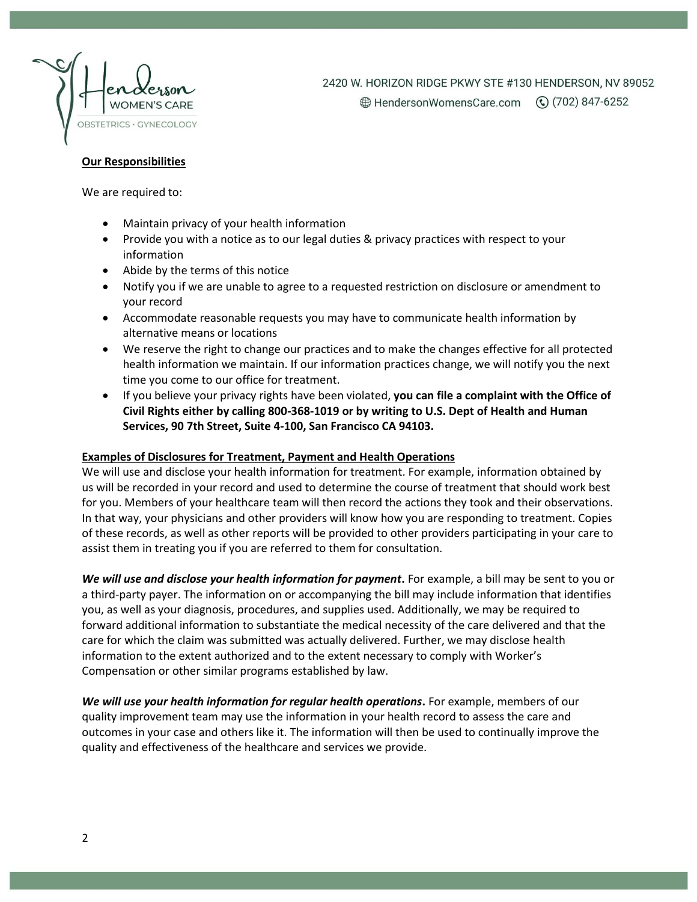**Our Responsibilities**

We are required to:

- Maintain privacy of your health information
- Provide you with a notice as to our legal duties & privacy practices with respect to your information
- Abide by the terms of this notice
- Notify you if we are unable to agree to a requested restriction on disclosure or amendment to your record
- Accommodate reasonable requests you may have to communicate health information by alternative means or locations
- We reserve the right to change our practices and to make the changes effective for all protected health information we maintain. If our information practices change, we will notify you the next time you come to our office for treatment.
- If you believe your privacy rights have been violated, **you can file a complaint with the Office of Civil Rights either by calling 800-368-1019 or by writing to U.S. Dept of Health and Human Services, 90 7th Street, Suite 4-100, San Francisco CA 94103.**

**Examples of Disclosures for Treatment, Payment and Health Operations**

We will use and disclose your health information for treatment. For example, information obtained by us will be recorded in your record and used to determine the course of treatment that should work best for you. Members of your healthcare team will then record the actions they took and their observations. In that way, your physicians and other providers will know how you are responding to treatment. Copies of these records, as well as other reports will be provided to other providers participating in your care to assist them in treating you if you are referred to them for consultation.

***We will use and disclose your health information for payment*.** For example, a bill may be sent to you or a third-party payer. The information on or accompanying the bill may include information that identifies you, as well as your diagnosis, procedures, and supplies used. Additionally, we may be required to forward additional information to substantiate the medical necessity of the care delivered and that the care for which the claim was submitted was actually delivered. Further, we may disclose health information to the extent authorized and to the extent necessary to comply with Worker's Compensation or other similar programs established by law.

***We will use your health information for regular health operations*.** For example, members of our quality improvement team may use the information in your health record to assess the care and outcomes in your case and others like it. The information will then be used to continually improve the quality and effectiveness of the healthcare and services we provide.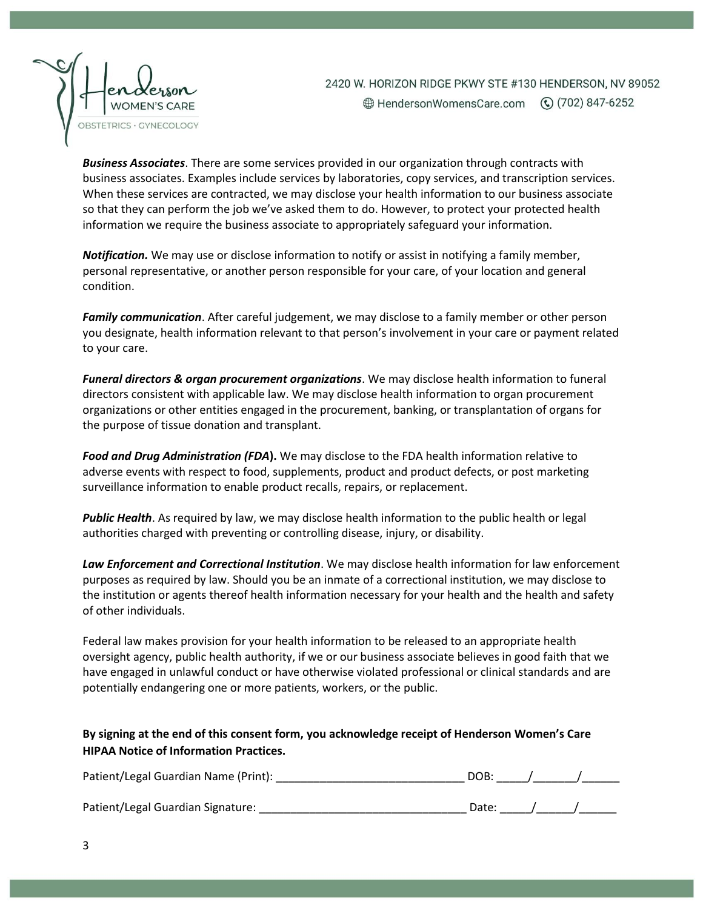***Business Associates***. There are some services provided in our organization through contracts with business associates. Examples include services by laboratories, copy services, and transcription services. When these services are contracted, we may disclose your health information to our business associate so that they can perform the job we've asked them to do. However, to protect your protected health information we require the business associate to appropriately safeguard your information.

***Notification.*** We may use or disclose information to notify or assist in notifying a family member, personal representative, or another person responsible for your care, of your location and general condition.

***Family communication***. After careful judgement, we may disclose to a family member or other person you designate, health information relevant to that person's involvement in your care or payment related to your care.

***Funeral directors & organ procurement organizations***. We may disclose health information to funeral directors consistent with applicable law. We may disclose health information to organ procurement organizations or other entities engaged in the procurement, banking, or transplantation of organs for the purpose of tissue donation and transplant.

***Food and Drug Administration (FDA*).** We may disclose to the FDA health information relative to adverse events with respect to food, supplements, product and product defects, or post marketing surveillance information to enable product recalls, repairs, or replacement.

***Public Health***. As required by law, we may disclose health information to the public health or legal authorities charged with preventing or controlling disease, injury, or disability.

***Law Enforcement and Correctional Institution***. We may disclose health information for law enforcement purposes as required by law. Should you be an inmate of a correctional institution, we may disclose to the institution or agents thereof health information necessary for your health and the health and safety of other individuals.

Federal law makes provision for your health information to be released to an appropriate health oversight agency, public health authority, if we or our business associate believes in good faith that we have engaged in unlawful conduct or have otherwise violated professional or clinical standards and are potentially endangering one or more patients, workers, or the public.

**By signing at the end of this consent form, you acknowledge receipt of Henderson Women's Care HIPAA Notice of Information Practices.**

Patient/Legal Guardian Name (Print): ______________________________ DOB: _____/_______/______

Patient/Legal Guardian Signature: _________________________________ Date: _____/______/______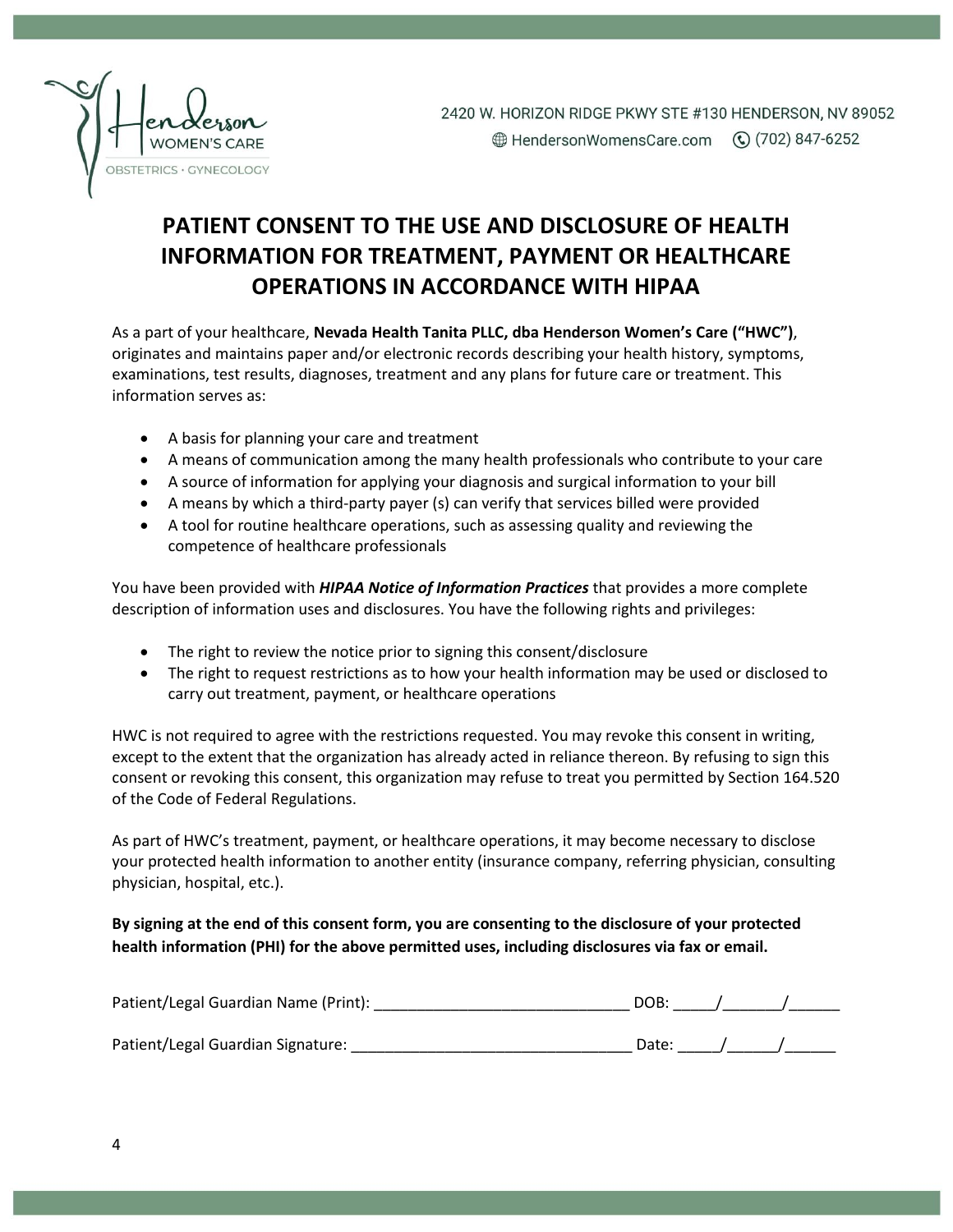Henderson WOMEN'S CARE
OBSTETRICS · GYNECOLOGY

2420 W. HORIZON RIDGE PKWY STE #130 HENDERSON, NV 89052
HendersonWomensCare.com (702) 847-6252

# PATIENT CONSENT TO THE USE AND DISCLOSURE OF HEALTH INFORMATION FOR TREATMENT, PAYMENT OR HEALTHCARE OPERATIONS IN ACCORDANCE WITH HIPAA

As a part of your healthcare, **Nevada Health Tanita PLLC, dba Henderson Women's Care ("HWC")**, originates and maintains paper and/or electronic records describing your health history, symptoms, examinations, test results, diagnoses, treatment and any plans for future care or treatment. This information serves as:

- A basis for planning your care and treatment
- A means of communication among the many health professionals who contribute to your care
- A source of information for applying your diagnosis and surgical information to your bill
- A means by which a third-party payer (s) can verify that services billed were provided
- A tool for routine healthcare operations, such as assessing quality and reviewing the competence of healthcare professionals

You have been provided with ***HIPAA Notice of Information Practices*** that provides a more complete description of information uses and disclosures. You have the following rights and privileges:

- The right to review the notice prior to signing this consent/disclosure
- The right to request restrictions as to how your health information may be used or disclosed to carry out treatment, payment, or healthcare operations

HWC is not required to agree with the restrictions requested. You may revoke this consent in writing, except to the extent that the organization has already acted in reliance thereon. By refusing to sign this consent or revoking this consent, this organization may refuse to treat you permitted by Section 164.520 of the Code of Federal Regulations.

As part of HWC's treatment, payment, or healthcare operations, it may become necessary to disclose your protected health information to another entity (insurance company, referring physician, consulting physician, hospital, etc.).

**By signing at the end of this consent form, you are consenting to the disclosure of your protected health information (PHI) for the above permitted uses, including disclosures via fax or email.**

Patient/Legal Guardian Name (Print): ______________________________ DOB: _____/_______/______

Patient/Legal Guardian Signature: _________________________________ Date: _____/______/______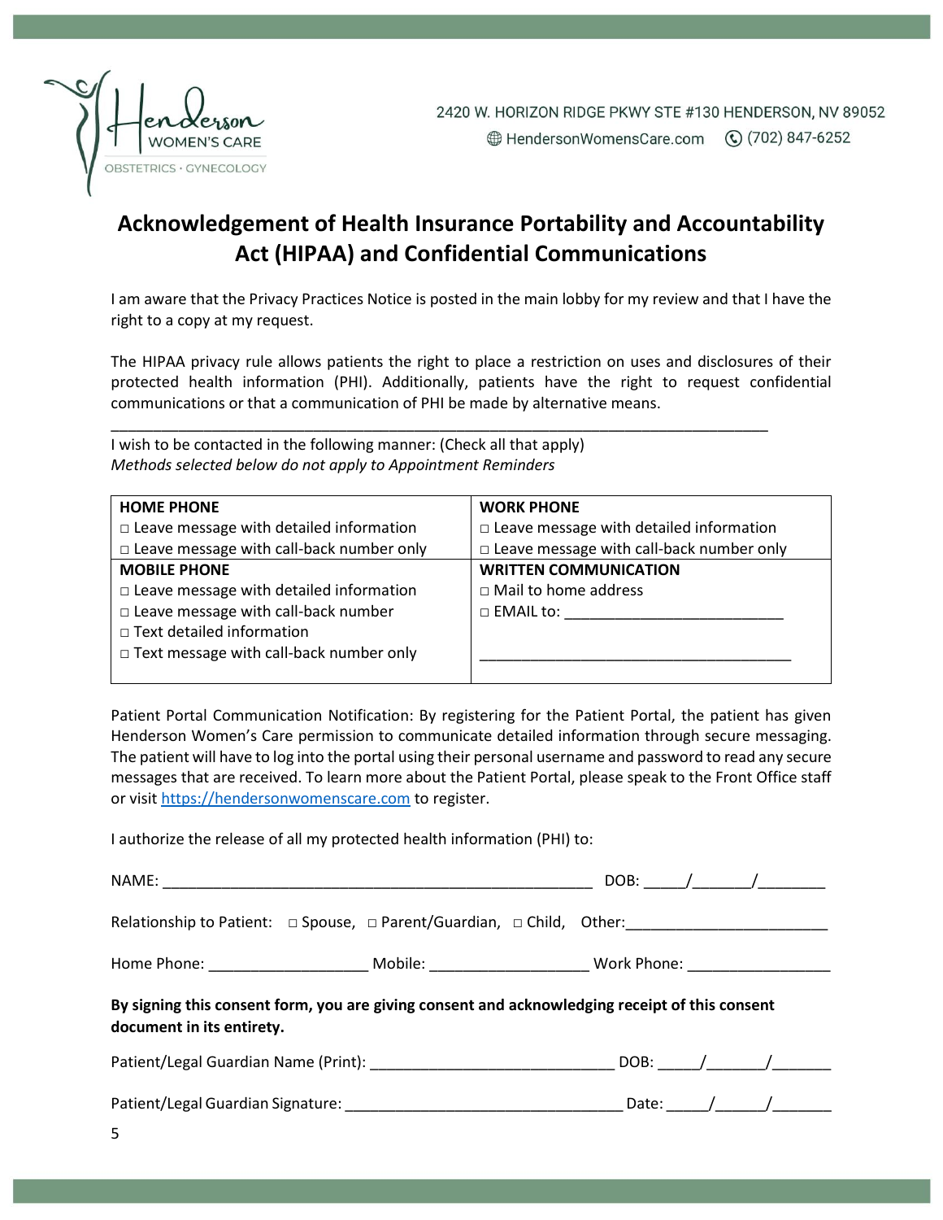2420 W. HORIZON RIDGE PKWY STE #130 HENDERSON, NV 89052
HendersonWomensCare.com (702) 847-6252

# Acknowledgement of Health Insurance Portability and Accountability Act (HIPAA) and Confidential Communications

I am aware that the Privacy Practices Notice is posted in the main lobby for my review and that I have the right to a copy at my request.

The HIPAA privacy rule allows patients the right to place a restriction on uses and disclosures of their protected health information (PHI). Additionally, patients have the right to request confidential communications or that a communication of PHI be made by alternative means.

___________________________________________________________________________

I wish to be contacted in the following manner: (Check all that apply)
*Methods selected below do not apply to Appointment Reminders*

| **HOME PHONE** | **WORK PHONE** |
|---|---|
| □ Leave message with detailed information<br>□ Leave message with call-back number only | □ Leave message with detailed information<br>□ Leave message with call-back number only |
| **MOBILE PHONE** | **WRITTEN COMMUNICATION** |
| □ Leave message with detailed information<br>□ Leave message with call-back number<br>□ Text detailed information<br>□ Text message with call-back number only | □ Mail to home address<br>□ EMAIL to: __________________________<br><br>_______________________________________ |

Patient Portal Communication Notification: By registering for the Patient Portal, the patient has given Henderson Women's Care permission to communicate detailed information through secure messaging. The patient will have to log into the portal using their personal username and password to read any secure messages that are received. To learn more about the Patient Portal, please speak to the Front Office staff or visit [https://hendersonwomenscare.com](https://hendersonwomenscare.com) to register.

I authorize the release of all my protected health information (PHI) to:

NAME: ______________________________________________________ DOB: _____/_______/________

Relationship to Patient: □ Spouse, □ Parent/Guardian, □ Child, Other:________________________

Home Phone: ___________________ Mobile: ___________________ Work Phone: _________________

**By signing this consent form, you are giving consent and acknowledging receipt of this consent document in its entirety.**

Patient/Legal Guardian Name (Print): ______________________________ DOB: _____/_______/_______

Patient/Legal Guardian Signature: __________________________________ Date: _____/______/_______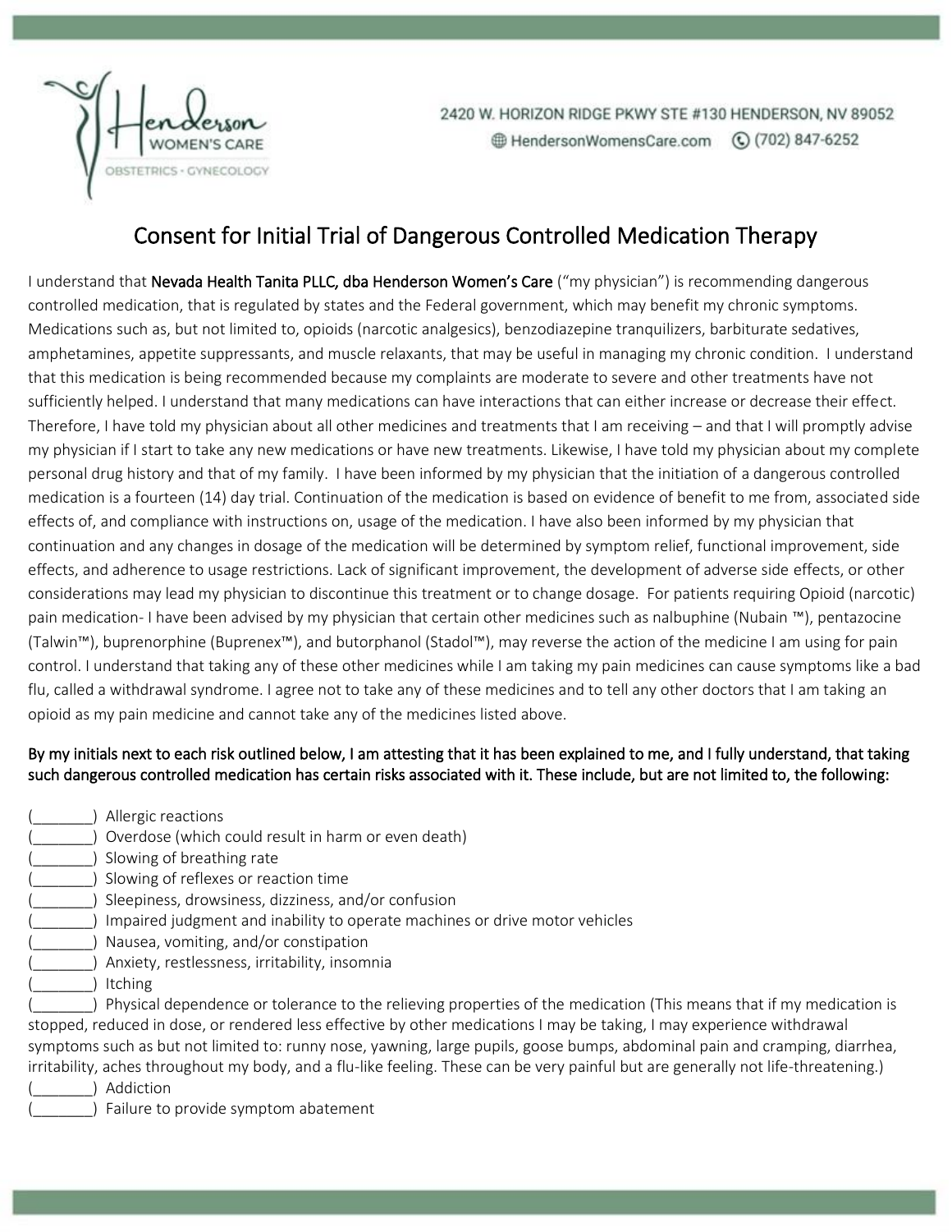2420 W. HORIZON RIDGE PKWY STE #130 HENDERSON, NV 89052
HendersonWomensCare.com (702) 847-6252

# Consent for Initial Trial of Dangerous Controlled Medication Therapy

I understand that **Nevada Health Tanita PLLC, dba Henderson Women's Care** ("my physician") is recommending dangerous controlled medication, that is regulated by states and the Federal government, which may benefit my chronic symptoms. Medications such as, but not limited to, opioids (narcotic analgesics), benzodiazepine tranquilizers, barbiturate sedatives, amphetamines, appetite suppressants, and muscle relaxants, that may be useful in managing my chronic condition. I understand that this medication is being recommended because my complaints are moderate to severe and other treatments have not sufficiently helped. I understand that many medications can have interactions that can either increase or decrease their effect. Therefore, I have told my physician about all other medicines and treatments that I am receiving – and that I will promptly advise my physician if I start to take any new medications or have new treatments. Likewise, I have told my physician about my complete personal drug history and that of my family. I have been informed by my physician that the initiation of a dangerous controlled medication is a fourteen (14) day trial. Continuation of the medication is based on evidence of benefit to me from, associated side effects of, and compliance with instructions on, usage of the medication. I have also been informed by my physician that continuation and any changes in dosage of the medication will be determined by symptom relief, functional improvement, side effects, and adherence to usage restrictions. Lack of significant improvement, the development of adverse side effects, or other considerations may lead my physician to discontinue this treatment or to change dosage. For patients requiring Opioid (narcotic) pain medication- I have been advised by my physician that certain other medicines such as nalbuphine (Nubain ™), pentazocine (Talwin™), buprenorphine (Buprenex™), and butorphanol (Stadol™), may reverse the action of the medicine I am using for pain control. I understand that taking any of these other medicines while I am taking my pain medicines can cause symptoms like a bad flu, called a withdrawal syndrome. I agree not to take any of these medicines and to tell any other doctors that I am taking an opioid as my pain medicine and cannot take any of the medicines listed above.

**By my initials next to each risk outlined below, I am attesting that it has been explained to me, and I fully understand, that taking such dangerous controlled medication has certain risks associated with it. These include, but are not limited to, the following:**

(_______) Allergic reactions
(_______) Overdose (which could result in harm or even death)
(_______) Slowing of breathing rate
(_______) Slowing of reflexes or reaction time
(_______) Sleepiness, drowsiness, dizziness, and/or confusion
(_______) Impaired judgment and inability to operate machines or drive motor vehicles
(_______) Nausea, vomiting, and/or constipation
(_______) Anxiety, restlessness, irritability, insomnia
(_______) Itching
(_______) Physical dependence or tolerance to the relieving properties of the medication (This means that if my medication is stopped, reduced in dose, or rendered less effective by other medications I may be taking, I may experience withdrawal symptoms such as but not limited to: runny nose, yawning, large pupils, goose bumps, abdominal pain and cramping, diarrhea, irritability, aches throughout my body, and a flu-like feeling. These can be very painful but are generally not life-threatening.)
(_______) Addiction
(_______) Failure to provide symptom abatement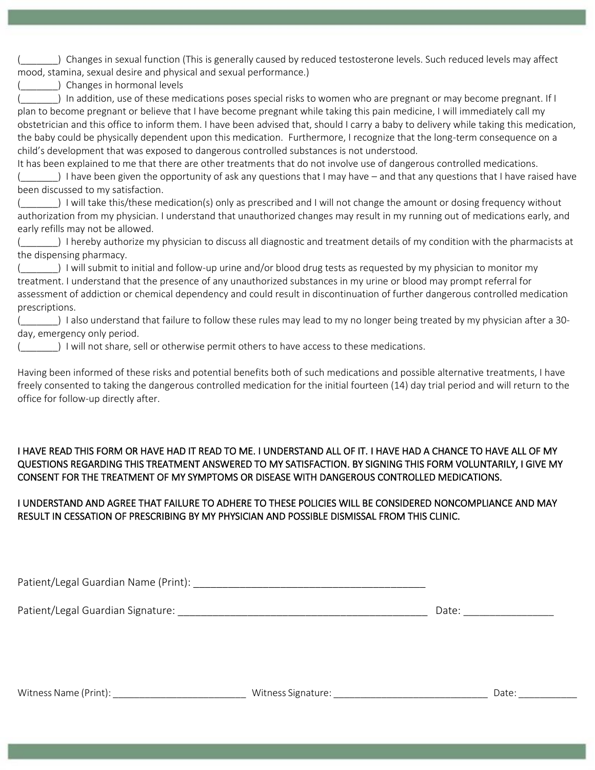(_______) Changes in sexual function (This is generally caused by reduced testosterone levels. Such reduced levels may affect mood, stamina, sexual desire and physical and sexual performance.)

(_______) Changes in hormonal levels

(_______) In addition, use of these medications poses special risks to women who are pregnant or may become pregnant. If I plan to become pregnant or believe that I have become pregnant while taking this pain medicine, I will immediately call my obstetrician and this office to inform them. I have been advised that, should I carry a baby to delivery while taking this medication, the baby could be physically dependent upon this medication. Furthermore, I recognize that the long-term consequence on a child's development that was exposed to dangerous controlled substances is not understood.

It has been explained to me that there are other treatments that do not involve use of dangerous controlled medications.

(_______) I have been given the opportunity of ask any questions that I may have – and that any questions that I have raised have been discussed to my satisfaction.

(_______) I will take this/these medication(s) only as prescribed and I will not change the amount or dosing frequency without authorization from my physician. I understand that unauthorized changes may result in my running out of medications early, and early refills may not be allowed.

(_______) I hereby authorize my physician to discuss all diagnostic and treatment details of my condition with the pharmacists at the dispensing pharmacy.

(_______) I will submit to initial and follow-up urine and/or blood drug tests as requested by my physician to monitor my treatment. I understand that the presence of any unauthorized substances in my urine or blood may prompt referral for assessment of addiction or chemical dependency and could result in discontinuation of further dangerous controlled medication prescriptions.

(_______) I also understand that failure to follow these rules may lead to my no longer being treated by my physician after a 30-day, emergency only period.

(_______) I will not share, sell or otherwise permit others to have access to these medications.

Having been informed of these risks and potential benefits both of such medications and possible alternative treatments, I have freely consented to taking the dangerous controlled medication for the initial fourteen (14) day trial period and will return to the office for follow-up directly after.

I HAVE READ THIS FORM OR HAVE HAD IT READ TO ME. I UNDERSTAND ALL OF IT. I HAVE HAD A CHANCE TO HAVE ALL OF MY QUESTIONS REGARDING THIS TREATMENT ANSWERED TO MY SATISFACTION. BY SIGNING THIS FORM VOLUNTARILY, I GIVE MY CONSENT FOR THE TREATMENT OF MY SYMPTOMS OR DISEASE WITH DANGEROUS CONTROLLED MEDICATIONS.

I UNDERSTAND AND AGREE THAT FAILURE TO ADHERE TO THESE POLICIES WILL BE CONSIDERED NONCOMPLIANCE AND MAY RESULT IN CESSATION OF PRESCRIBING BY MY PHYSICIAN AND POSSIBLE DISMISSAL FROM THIS CLINIC.

Patient/Legal Guardian Name (Print): ________________________________________

Patient/Legal Guardian Signature: ____________________________________________ Date: _______________

Witness Name (Print): _______________________ Witness Signature: ___________________________ Date: __________